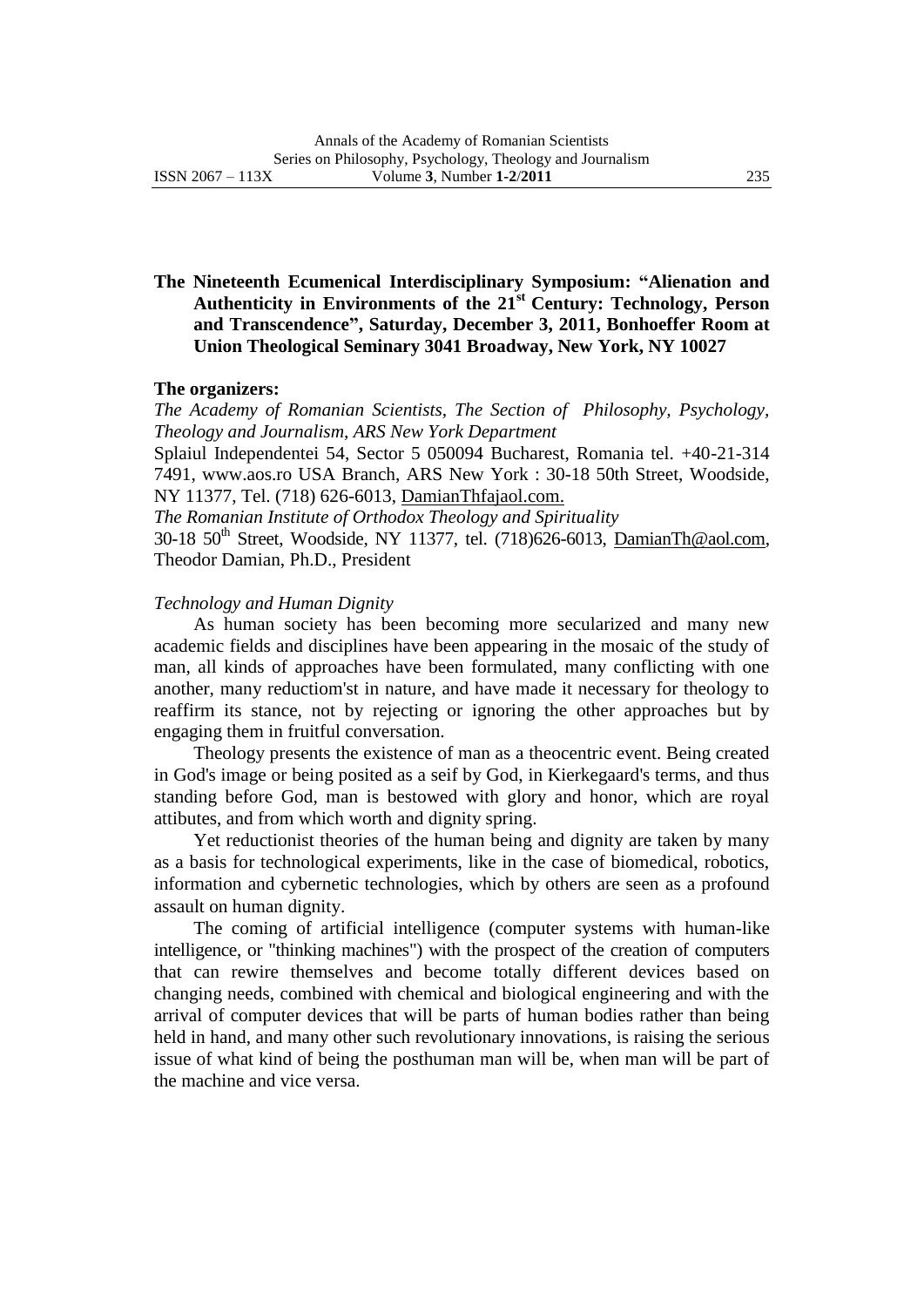# The Nineteenth Ecumenical Interdisciplinary Symposium: "Alienation and Authenticity in Environments of the 21st Century: Technology, Person and Transcendence", Saturday, December 3, 2011, Bonhoeffer Room at Union Theological Seminary 3041 Broadway, New York, NY 10027

**The organizers:**

*The Academy of Romanian Scientists, The Section of Philosophy, Psychology, Theology and Journalism, ARS New York Department*

Splaiul Independentei 54, Sector 5 050094 Bucharest, Romania tel. +40-21-314 7491, www.aos.ro USA Branch, ARS New York : 30-18 50th Street, Woodside, NY 11377, Tel. (718) 626-6013, DamianThfajaol.com.

*The Romanian Institute of Orthodox Theology and Spirituality*

30-18 50th Street, Woodside, NY 11377, tel. (718)626-6013, DamianTh@aol.com, Theodor Damian, Ph.D., President

*Technology and Human Dignity*

As human society has been becoming more secularized and many new academic fields and disciplines have been appearing in the mosaic of the study of man, all kinds of approaches have been formulated, many conflicting with one another, many reductiom'st in nature, and have made it necessary for theology to reaffirm its stance, not by rejecting or ignoring the other approaches but by engaging them in fruitful conversation.

Theology presents the existence of man as a theocentric event. Being created in God's image or being posited as a seif by God, in Kierkegaard's terms, and thus standing before God, man is bestowed with glory and honor, which are royal attibutes, and from which worth and dignity spring.

Yet reductionist theories of the human being and dignity are taken by many as a basis for technological experiments, like in the case of biomedical, robotics, information and cybernetic technologies, which by others are seen as a profound assault on human dignity.

The coming of artificial intelligence (computer systems with human-like intelligence, or "thinking machines") with the prospect of the creation of computers that can rewire themselves and become totally different devices based on changing needs, combined with chemical and biological engineering and with the arrival of computer devices that will be parts of human bodies rather than being held in hand, and many other such revolutionary innovations, is raising the serious issue of what kind of being the posthuman man will be, when man will be part of the machine and vice versa.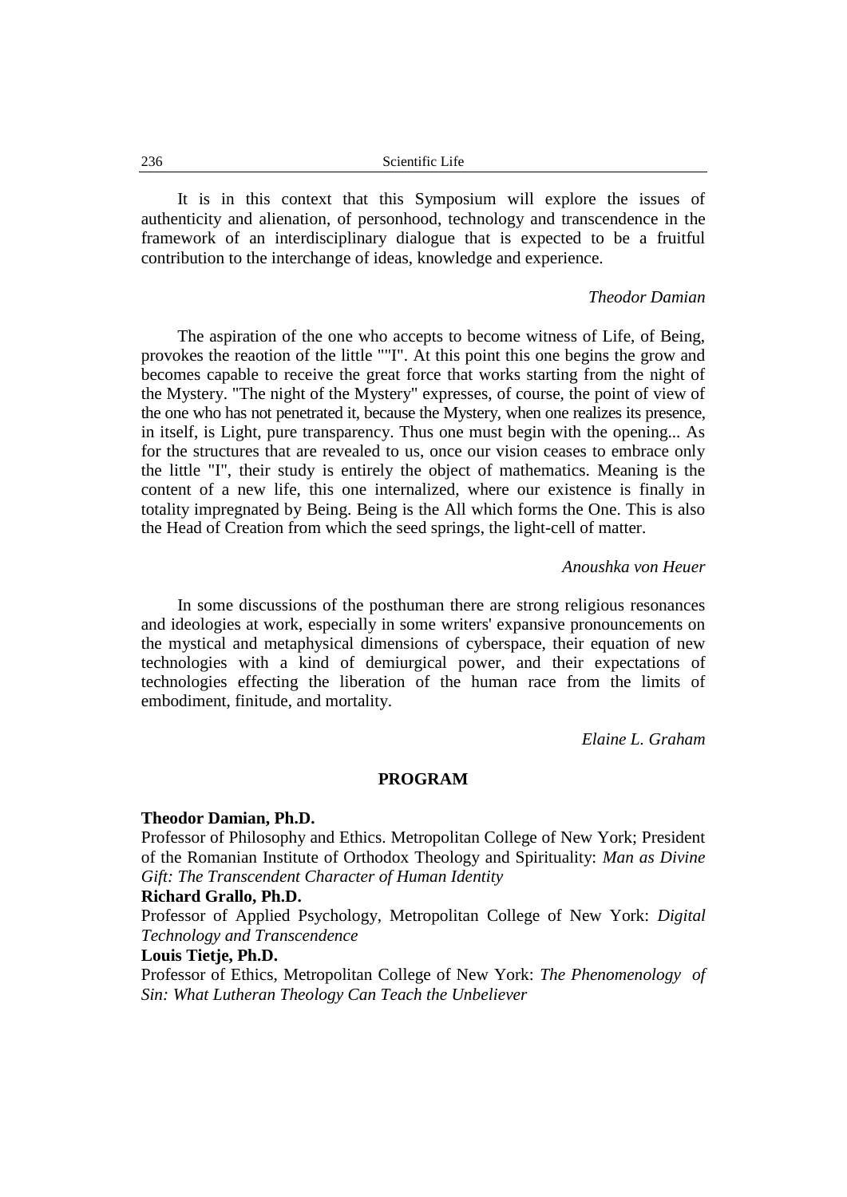It is in this context that this Symposium will explore the issues of authenticity and alienation, of personhood, technology and transcendence in the framework of an interdisciplinary dialogue that is expected to be a fruitful contribution to the interchange of ideas, knowledge and experience.

*Theodor Damian*

The aspiration of the one who accepts to become witness of Life, of Being, provokes the reaotion of the little ""I". At this point this one begins the grow and becomes capable to receive the great force that works starting from the night of the Mystery. "The night of the Mystery" expresses, of course, the point of view of the one who has not penetrated it, because the Mystery, when one realizes its presence, in itself, is Light, pure transparency. Thus one must begin with the opening... As for the structures that are revealed to us, once our vision ceases to embrace only the little "I", their study is entirely the object of mathematics. Meaning is the content of a new life, this one internalized, where our existence is finally in totality impregnated by Being. Being is the All which forms the One. This is also the Head of Creation from which the seed springs, the light-cell of matter.

*Anoushka von Heuer*

In some discussions of the posthuman there are strong religious resonances and ideologies at work, especially in some writers' expansive pronouncements on the mystical and metaphysical dimensions of cyberspace, their equation of new technologies with a kind of demiurgical power, and their expectations of technologies effecting the liberation of the human race from the limits of embodiment, finitude, and mortality.

*Elaine L. Graham*

## PROGRAM

**Theodor Damian, Ph.D.**
Professor of Philosophy and Ethics. Metropolitan College of New York; President of the Romanian Institute of Orthodox Theology and Spirituality: *Man as Divine Gift: The Transcendent Character of Human Identity*

**Richard Grallo, Ph.D.**
Professor of Applied Psychology, Metropolitan College of New York: *Digital Technology and Transcendence*

**Louis Tietje, Ph.D.**
Professor of Ethics, Metropolitan College of New York: *The Phenomenology of Sin: What Lutheran Theology Can Teach the Unbeliever*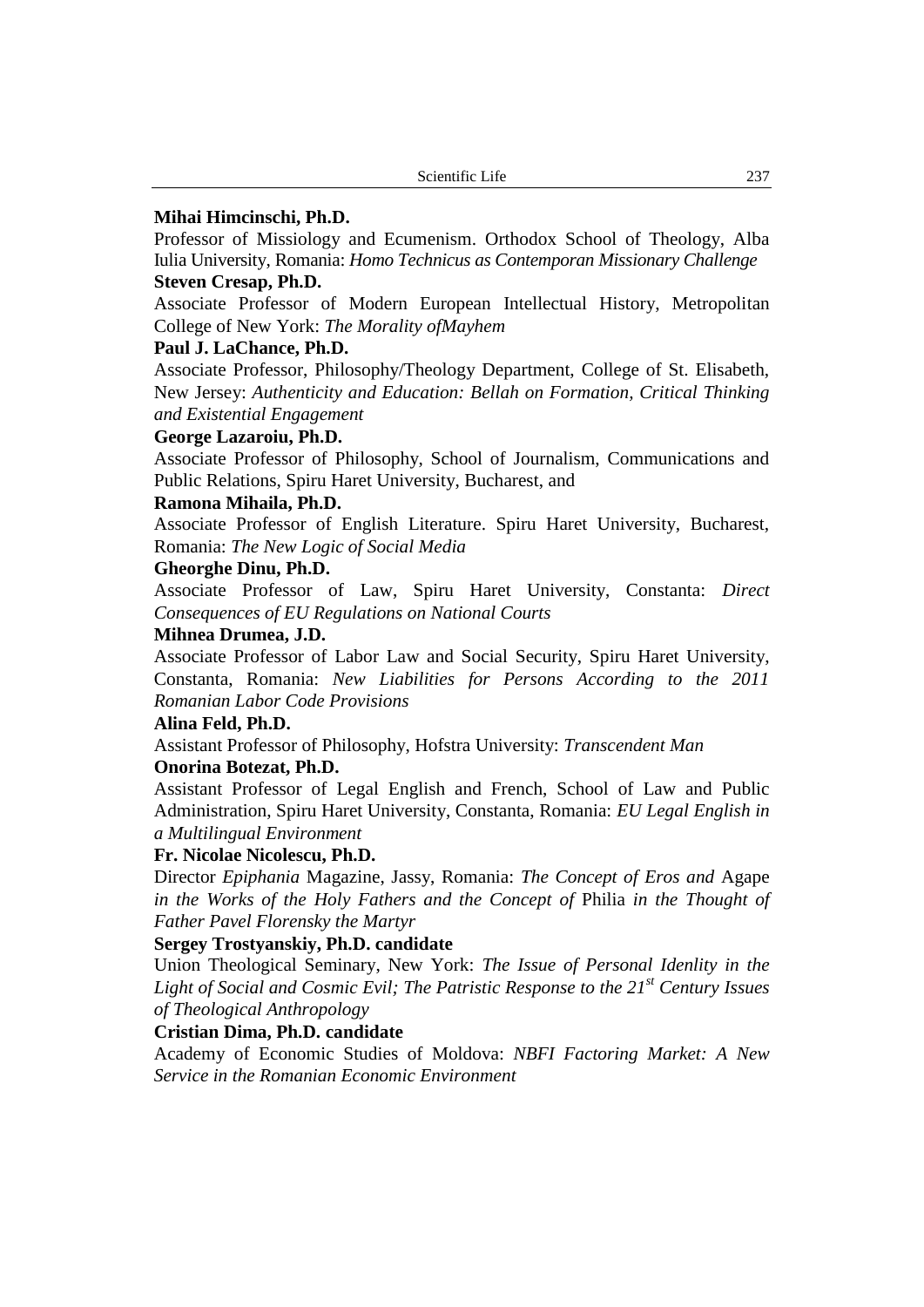**Mihai Himcinschi, Ph.D.**

Professor of Missiology and Ecumenism. Orthodox School of Theology, Alba Iulia University, Romania: *Homo Technicus as Contemporan Missionary Challenge*

**Steven Cresap, Ph.D.**

Associate Professor of Modern European Intellectual History, Metropolitan College of New York: *The Morality ofMayhem*

**Paul J. LaChance, Ph.D.**

Associate Professor, Philosophy/Theology Department, College of St. Elisabeth, New Jersey: *Authenticity and Education: Bellah on Formation, Critical Thinking and Existential Engagement*

**George Lazaroiu, Ph.D.**

Associate Professor of Philosophy, School of Journalism, Communications and Public Relations, Spiru Haret University, Bucharest, and

**Ramona Mihaila, Ph.D.**

Associate Professor of English Literature. Spiru Haret University, Bucharest, Romania: *The New Logic of Social Media*

**Gheorghe Dinu, Ph.D.**

Associate Professor of Law, Spiru Haret University, Constanta: *Direct Consequences of EU Regulations on National Courts*

**Mihnea Drumea, J.D.**

Associate Professor of Labor Law and Social Security, Spiru Haret University, Constanta, Romania: *New Liabilities for Persons According to the 2011 Romanian Labor Code Provisions*

**Alina Feld, Ph.D.**

Assistant Professor of Philosophy, Hofstra University: *Transcendent Man*

**Onorina Botezat, Ph.D.**

Assistant Professor of Legal English and French, School of Law and Public Administration, Spiru Haret University, Constanta, Romania: *EU Legal English in a Multilingual Environment*

**Fr. Nicolae Nicolescu, Ph.D.**

Director *Epiphania* Magazine, Jassy, Romania: *The Concept of Eros and* Agape *in the Works of the Holy Fathers and the Concept of* Philia *in the Thought of Father Pavel Florensky the Martyr*

**Sergey Trostyanskiy, Ph.D. candidate**

Union Theological Seminary, New York: *The Issue of Personal Idenlity in the Light of Social and Cosmic Evil; The Patristic Response to the 21st Century Issues of Theological Anthropology*

**Cristian Dima, Ph.D. candidate**

Academy of Economic Studies of Moldova: *NBFI Factoring Market: A New Service in the Romanian Economic Environment*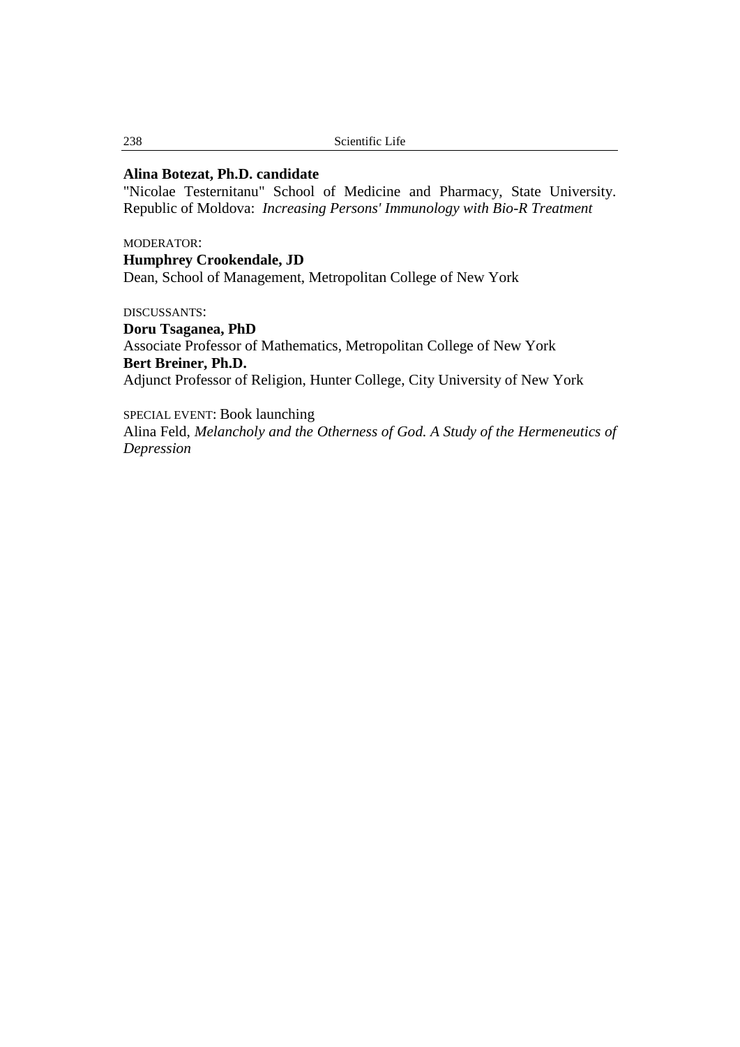**Alina Botezat, Ph.D. candidate**
"Nicolae Testernitanu" School of Medicine and Pharmacy, State University. Republic of Moldova: *Increasing Persons' Immunology with Bio-R Treatment*

MODERATOR:
**Humphrey Crookendale, JD**
Dean, School of Management, Metropolitan College of New York

DISCUSSANTS:
**Doru Tsaganea, PhD**
Associate Professor of Mathematics, Metropolitan College of New York
**Bert Breiner, Ph.D.**
Adjunct Professor of Religion, Hunter College, City University of New York

SPECIAL EVENT: Book launching
Alina Feld, *Melancholy and the Otherness of God. A Study of the Hermeneutics of Depression*